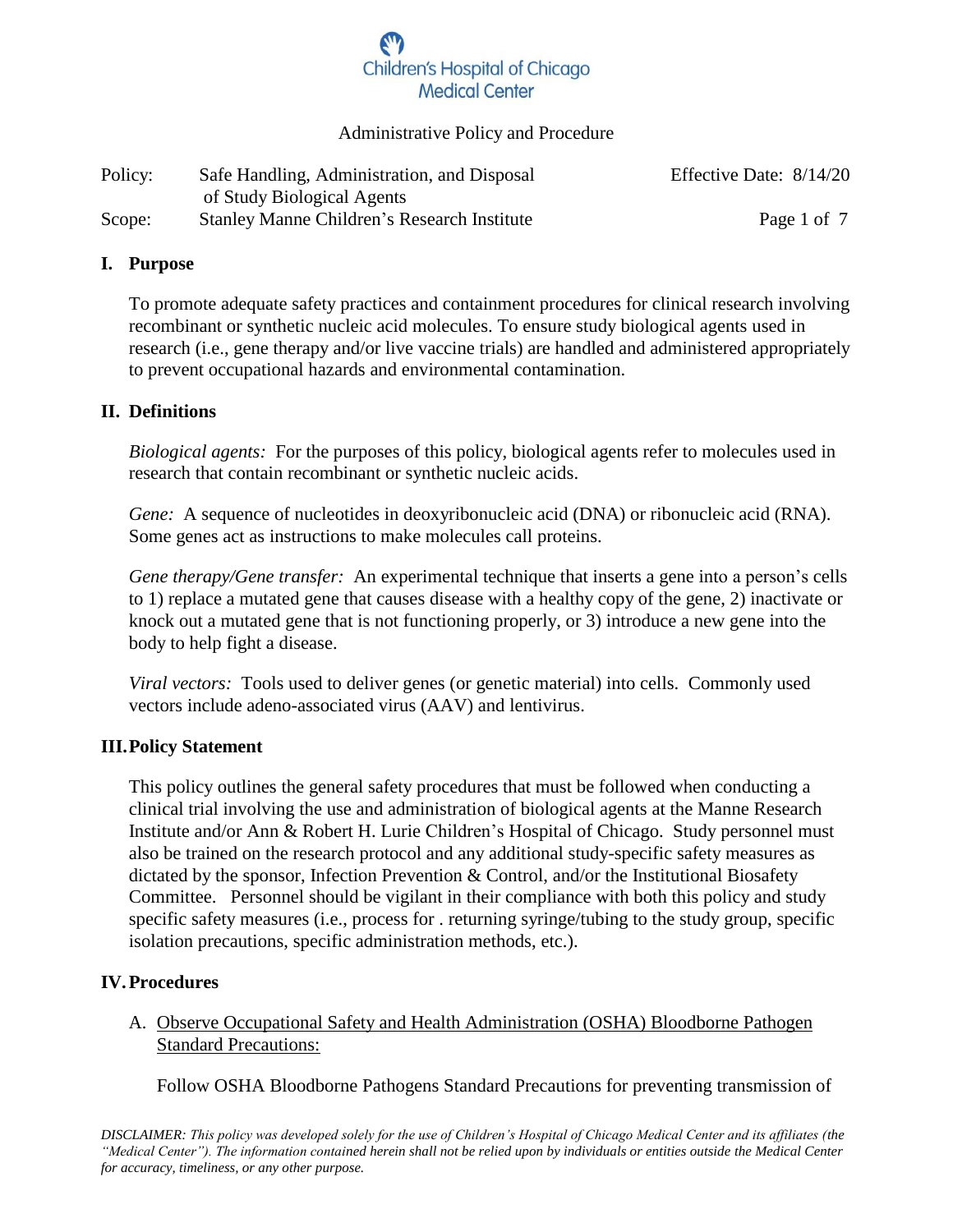Children's Hospital of Chicago Medical Center

Administrative Policy and Procedure

| Policy: | Safe Handling, Administration, and Disposal of Study Biological Agents | Effective Date: 8/14/20 |
| --- | --- | --- |
| Scope: | Stanley Manne Children's Research Institute | |

## I. Purpose

To promote adequate safety practices and containment procedures for clinical research involving recombinant or synthetic nucleic acid molecules. To ensure study biological agents used in research (i.e., gene therapy and/or live vaccine trials) are handled and administered appropriately to prevent occupational hazards and environmental contamination.

## II. Definitions

*Biological agents:* For the purposes of this policy, biological agents refer to molecules used in research that contain recombinant or synthetic nucleic acids.

*Gene:* A sequence of nucleotides in deoxyribonucleic acid (DNA) or ribonucleic acid (RNA). Some genes act as instructions to make molecules call proteins.

*Gene therapy/Gene transfer:* An experimental technique that inserts a gene into a person's cells to 1) replace a mutated gene that causes disease with a healthy copy of the gene, 2) inactivate or knock out a mutated gene that is not functioning properly, or 3) introduce a new gene into the body to help fight a disease.

*Viral vectors:* Tools used to deliver genes (or genetic material) into cells. Commonly used vectors include adeno-associated virus (AAV) and lentivirus.

## III. Policy Statement

This policy outlines the general safety procedures that must be followed when conducting a clinical trial involving the use and administration of biological agents at the Manne Research Institute and/or Ann & Robert H. Lurie Children's Hospital of Chicago. Study personnel must also be trained on the research protocol and any additional study-specific safety measures as dictated by the sponsor, Infection Prevention & Control, and/or the Institutional Biosafety Committee. Personnel should be vigilant in their compliance with both this policy and study specific safety measures (i.e., process for . returning syringe/tubing to the study group, specific isolation precautions, specific administration methods, etc.).

## IV. Procedures

A. Observe Occupational Safety and Health Administration (OSHA) Bloodborne Pathogen Standard Precautions:

Follow OSHA Bloodborne Pathogens Standard Precautions for preventing transmission of

*DISCLAIMER: This policy was developed solely for the use of Children's Hospital of Chicago Medical Center and its affiliates (the "Medical Center"). The information contained herein shall not be relied upon by individuals or entities outside the Medical Center for accuracy, timeliness, or any other purpose.*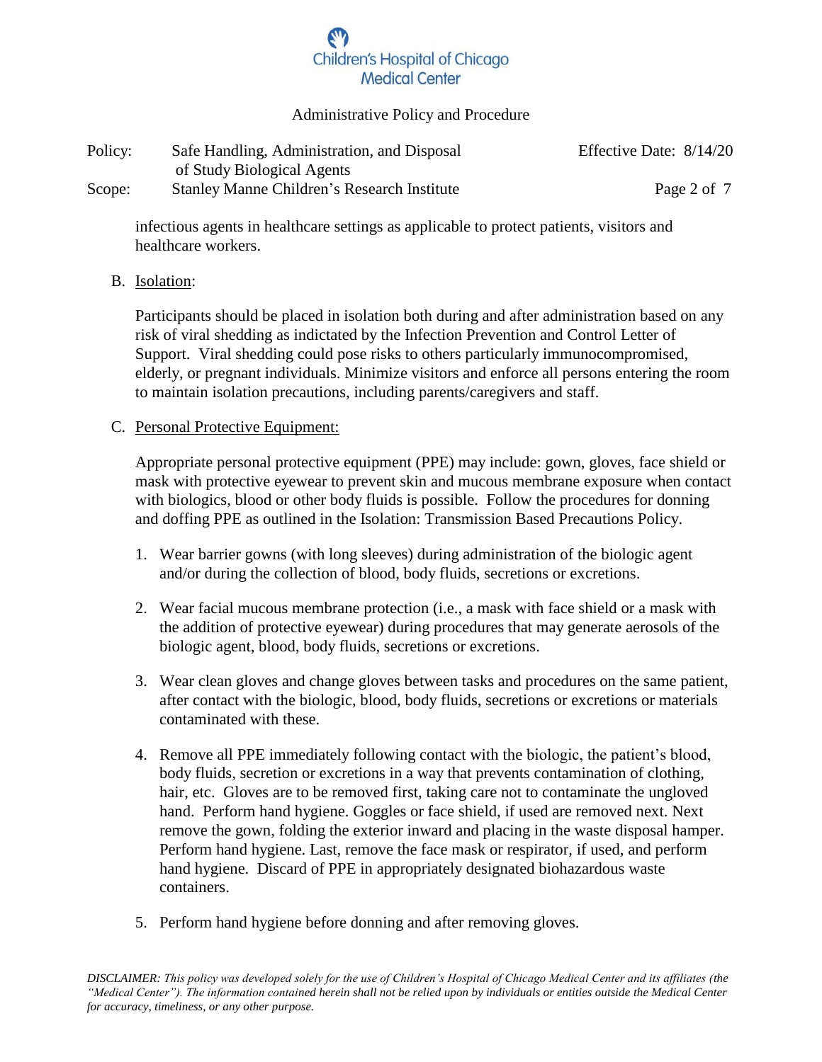infectious agents in healthcare settings as applicable to protect patients, visitors and healthcare workers.

B. Isolation:

Participants should be placed in isolation both during and after administration based on any risk of viral shedding as indictated by the Infection Prevention and Control Letter of Support. Viral shedding could pose risks to others particularly immunocompromised, elderly, or pregnant individuals. Minimize visitors and enforce all persons entering the room to maintain isolation precautions, including parents/caregivers and staff.

C. Personal Protective Equipment:

Appropriate personal protective equipment (PPE) may include: gown, gloves, face shield or mask with protective eyewear to prevent skin and mucous membrane exposure when contact with biologics, blood or other body fluids is possible. Follow the procedures for donning and doffing PPE as outlined in the Isolation: Transmission Based Precautions Policy.

1. Wear barrier gowns (with long sleeves) during administration of the biologic agent and/or during the collection of blood, body fluids, secretions or excretions.

2. Wear facial mucous membrane protection (i.e., a mask with face shield or a mask with the addition of protective eyewear) during procedures that may generate aerosols of the biologic agent, blood, body fluids, secretions or excretions.

3. Wear clean gloves and change gloves between tasks and procedures on the same patient, after contact with the biologic, blood, body fluids, secretions or excretions or materials contaminated with these.

4. Remove all PPE immediately following contact with the biologic, the patient's blood, body fluids, secretion or excretions in a way that prevents contamination of clothing, hair, etc. Gloves are to be removed first, taking care not to contaminate the ungloved hand. Perform hand hygiene. Goggles or face shield, if used are removed next. Next remove the gown, folding the exterior inward and placing in the waste disposal hamper. Perform hand hygiene. Last, remove the face mask or respirator, if used, and perform hand hygiene. Discard of PPE in appropriately designated biohazardous waste containers.

5. Perform hand hygiene before donning and after removing gloves.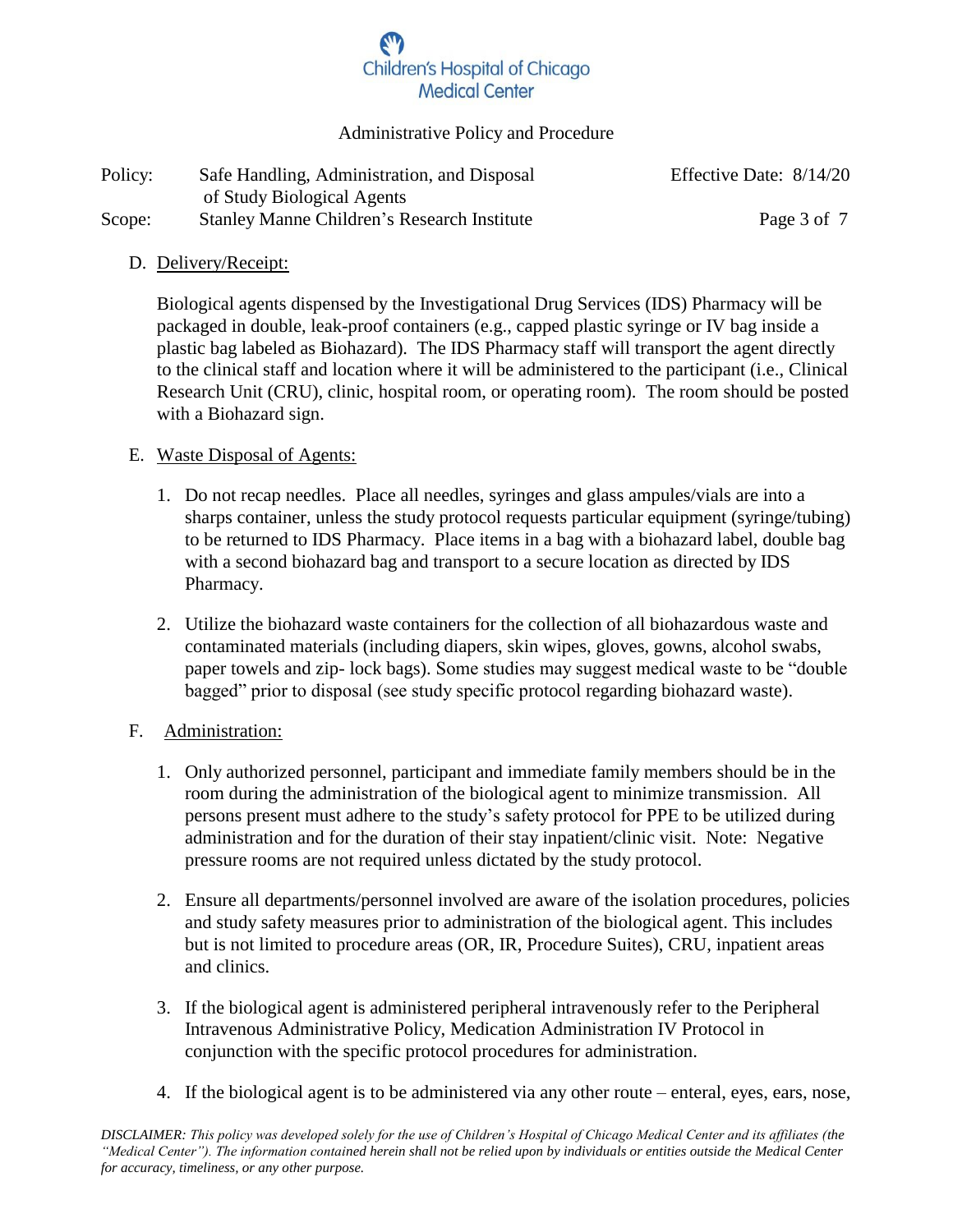D. Delivery/Receipt:

Biological agents dispensed by the Investigational Drug Services (IDS) Pharmacy will be packaged in double, leak-proof containers (e.g., capped plastic syringe or IV bag inside a plastic bag labeled as Biohazard). The IDS Pharmacy staff will transport the agent directly to the clinical staff and location where it will be administered to the participant (i.e., Clinical Research Unit (CRU), clinic, hospital room, or operating room). The room should be posted with a Biohazard sign.

E. Waste Disposal of Agents:

1. Do not recap needles. Place all needles, syringes and glass ampules/vials are into a sharps container, unless the study protocol requests particular equipment (syringe/tubing) to be returned to IDS Pharmacy. Place items in a bag with a biohazard label, double bag with a second biohazard bag and transport to a secure location as directed by IDS Pharmacy.

2. Utilize the biohazard waste containers for the collection of all biohazardous waste and contaminated materials (including diapers, skin wipes, gloves, gowns, alcohol swabs, paper towels and zip- lock bags). Some studies may suggest medical waste to be "double bagged" prior to disposal (see study specific protocol regarding biohazard waste).

F. Administration:

1. Only authorized personnel, participant and immediate family members should be in the room during the administration of the biological agent to minimize transmission. All persons present must adhere to the study's safety protocol for PPE to be utilized during administration and for the duration of their stay inpatient/clinic visit. Note: Negative pressure rooms are not required unless dictated by the study protocol.

2. Ensure all departments/personnel involved are aware of the isolation procedures, policies and study safety measures prior to administration of the biological agent. This includes but is not limited to procedure areas (OR, IR, Procedure Suites), CRU, inpatient areas and clinics.

3. If the biological agent is administered peripheral intravenously refer to the Peripheral Intravenous Administrative Policy, Medication Administration IV Protocol in conjunction with the specific protocol procedures for administration.

4. If the biological agent is to be administered via any other route – enteral, eyes, ears, nose,

*DISCLAIMER: This policy was developed solely for the use of Children's Hospital of Chicago Medical Center and its affiliates (the "Medical Center"). The information contained herein shall not be relied upon by individuals or entities outside the Medical Center for accuracy, timeliness, or any other purpose.*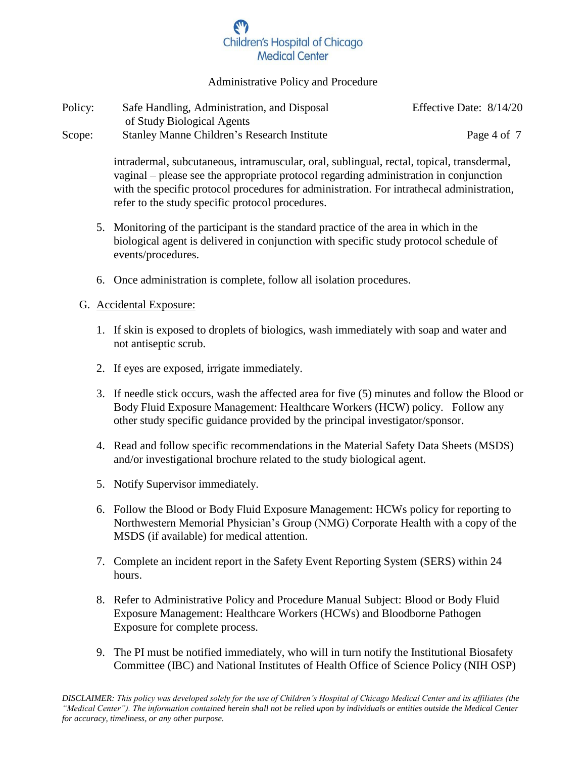intradermal, subcutaneous, intramuscular, oral, sublingual, rectal, topical, transdermal, vaginal – please see the appropriate protocol regarding administration in conjunction with the specific protocol procedures for administration. For intrathecal administration, refer to the study specific protocol procedures.

5. Monitoring of the participant is the standard practice of the area in which in the biological agent is delivered in conjunction with specific study protocol schedule of events/procedures.

6. Once administration is complete, follow all isolation procedures.

G. Accidental Exposure:

1. If skin is exposed to droplets of biologics, wash immediately with soap and water and not antiseptic scrub.

2. If eyes are exposed, irrigate immediately.

3. If needle stick occurs, wash the affected area for five (5) minutes and follow the Blood or Body Fluid Exposure Management: Healthcare Workers (HCW) policy. Follow any other study specific guidance provided by the principal investigator/sponsor.

4. Read and follow specific recommendations in the Material Safety Data Sheets (MSDS) and/or investigational brochure related to the study biological agent.

5. Notify Supervisor immediately.

6. Follow the Blood or Body Fluid Exposure Management: HCWs policy for reporting to Northwestern Memorial Physician's Group (NMG) Corporate Health with a copy of the MSDS (if available) for medical attention.

7. Complete an incident report in the Safety Event Reporting System (SERS) within 24 hours.

8. Refer to Administrative Policy and Procedure Manual Subject: Blood or Body Fluid Exposure Management: Healthcare Workers (HCWs) and Bloodborne Pathogen Exposure for complete process.

9. The PI must be notified immediately, who will in turn notify the Institutional Biosafety Committee (IBC) and National Institutes of Health Office of Science Policy (NIH OSP)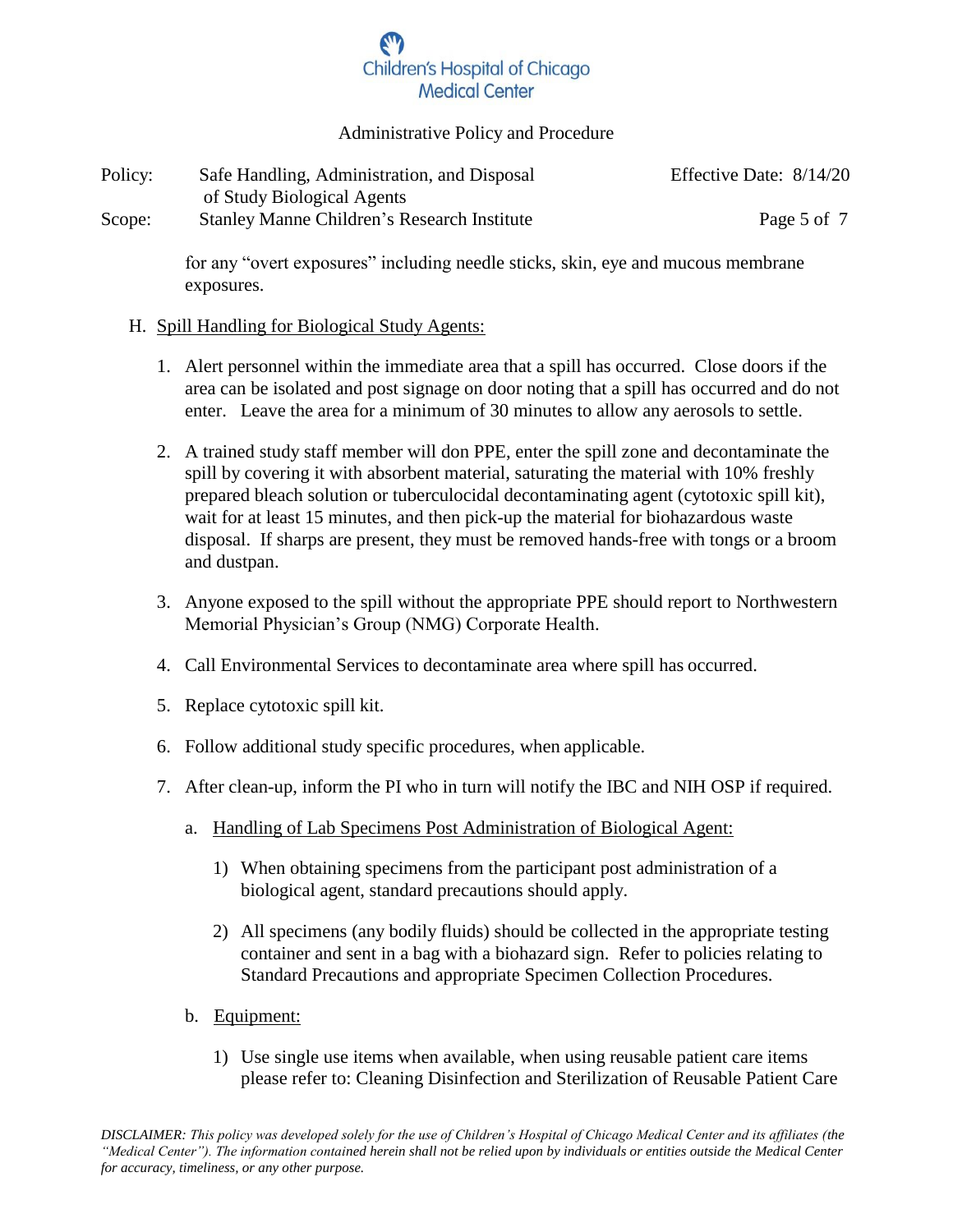for any "overt exposures" including needle sticks, skin, eye and mucous membrane exposures.

H. Spill Handling for Biological Study Agents:

1. Alert personnel within the immediate area that a spill has occurred. Close doors if the area can be isolated and post signage on door noting that a spill has occurred and do not enter. Leave the area for a minimum of 30 minutes to allow any aerosols to settle.

2. A trained study staff member will don PPE, enter the spill zone and decontaminate the spill by covering it with absorbent material, saturating the material with 10% freshly prepared bleach solution or tuberculocidal decontaminating agent (cytotoxic spill kit), wait for at least 15 minutes, and then pick-up the material for biohazardous waste disposal. If sharps are present, they must be removed hands-free with tongs or a broom and dustpan.

3. Anyone exposed to the spill without the appropriate PPE should report to Northwestern Memorial Physician's Group (NMG) Corporate Health.

4. Call Environmental Services to decontaminate area where spill has occurred.

5. Replace cytotoxic spill kit.

6. Follow additional study specific procedures, when applicable.

7. After clean-up, inform the PI who in turn will notify the IBC and NIH OSP if required.

   a. Handling of Lab Specimens Post Administration of Biological Agent:

      1) When obtaining specimens from the participant post administration of a biological agent, standard precautions should apply.

      2) All specimens (any bodily fluids) should be collected in the appropriate testing container and sent in a bag with a biohazard sign. Refer to policies relating to Standard Precautions and appropriate Specimen Collection Procedures.

   b. Equipment:

      1) Use single use items when available, when using reusable patient care items please refer to: Cleaning Disinfection and Sterilization of Reusable Patient Care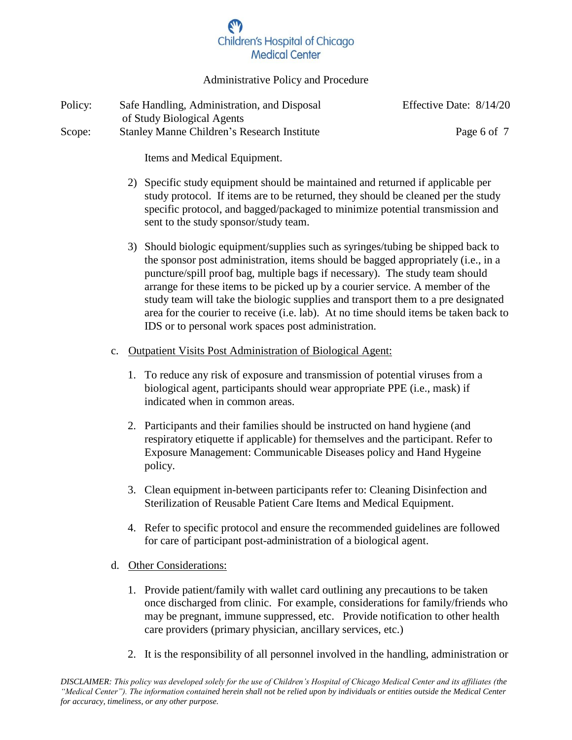Items and Medical Equipment.

2) Specific study equipment should be maintained and returned if applicable per study protocol. If items are to be returned, they should be cleaned per the study specific protocol, and bagged/packaged to minimize potential transmission and sent to the study sponsor/study team.

3) Should biologic equipment/supplies such as syringes/tubing be shipped back to the sponsor post administration, items should be bagged appropriately (i.e., in a puncture/spill proof bag, multiple bags if necessary). The study team should arrange for these items to be picked up by a courier service. A member of the study team will take the biologic supplies and transport them to a pre designated area for the courier to receive (i.e. lab). At no time should items be taken back to IDS or to personal work spaces post administration.

c. Outpatient Visits Post Administration of Biological Agent:

1. To reduce any risk of exposure and transmission of potential viruses from a biological agent, participants should wear appropriate PPE (i.e., mask) if indicated when in common areas.

2. Participants and their families should be instructed on hand hygiene (and respiratory etiquette if applicable) for themselves and the participant. Refer to Exposure Management: Communicable Diseases policy and Hand Hygeine policy.

3. Clean equipment in-between participants refer to: Cleaning Disinfection and Sterilization of Reusable Patient Care Items and Medical Equipment.

4. Refer to specific protocol and ensure the recommended guidelines are followed for care of participant post-administration of a biological agent.

d. Other Considerations:

1. Provide patient/family with wallet card outlining any precautions to be taken once discharged from clinic. For example, considerations for family/friends who may be pregnant, immune suppressed, etc. Provide notification to other health care providers (primary physician, ancillary services, etc.)

2. It is the responsibility of all personnel involved in the handling, administration or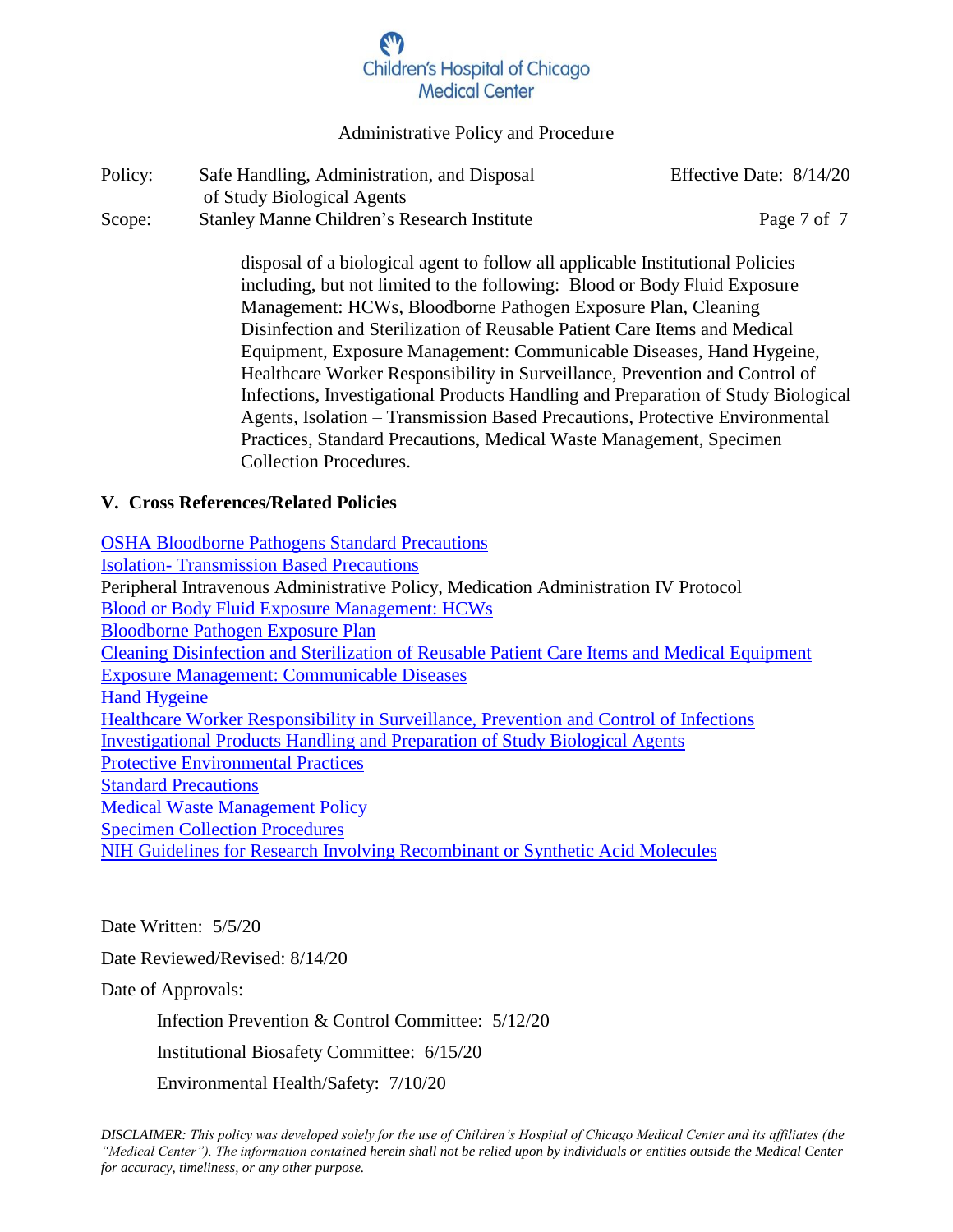disposal of a biological agent to follow all applicable Institutional Policies including, but not limited to the following: Blood or Body Fluid Exposure Management: HCWs, Bloodborne Pathogen Exposure Plan, Cleaning Disinfection and Sterilization of Reusable Patient Care Items and Medical Equipment, Exposure Management: Communicable Diseases, Hand Hygeine, Healthcare Worker Responsibility in Surveillance, Prevention and Control of Infections, Investigational Products Handling and Preparation of Study Biological Agents, Isolation – Transmission Based Precautions, Protective Environmental Practices, Standard Precautions, Medical Waste Management, Specimen Collection Procedures.

## V. Cross References/Related Policies

OSHA Bloodborne Pathogens Standard Precautions
Isolation- Transmission Based Precautions
Peripheral Intravenous Administrative Policy, Medication Administration IV Protocol
Blood or Body Fluid Exposure Management: HCWs
Bloodborne Pathogen Exposure Plan
Cleaning Disinfection and Sterilization of Reusable Patient Care Items and Medical Equipment
Exposure Management: Communicable Diseases
Hand Hygeine
Healthcare Worker Responsibility in Surveillance, Prevention and Control of Infections
Investigational Products Handling and Preparation of Study Biological Agents
Protective Environmental Practices
Standard Precautions
Medical Waste Management Policy
Specimen Collection Procedures
NIH Guidelines for Research Involving Recombinant or Synthetic Acid Molecules

Date Written: 5/5/20

Date Reviewed/Revised: 8/14/20

Date of Approvals:

Infection Prevention & Control Committee: 5/12/20

Institutional Biosafety Committee: 6/15/20

Environmental Health/Safety: 7/10/20

*DISCLAIMER: This policy was developed solely for the use of Children's Hospital of Chicago Medical Center and its affiliates (the "Medical Center"). The information contained herein shall not be relied upon by individuals or entities outside the Medical Center for accuracy, timeliness, or any other purpose.*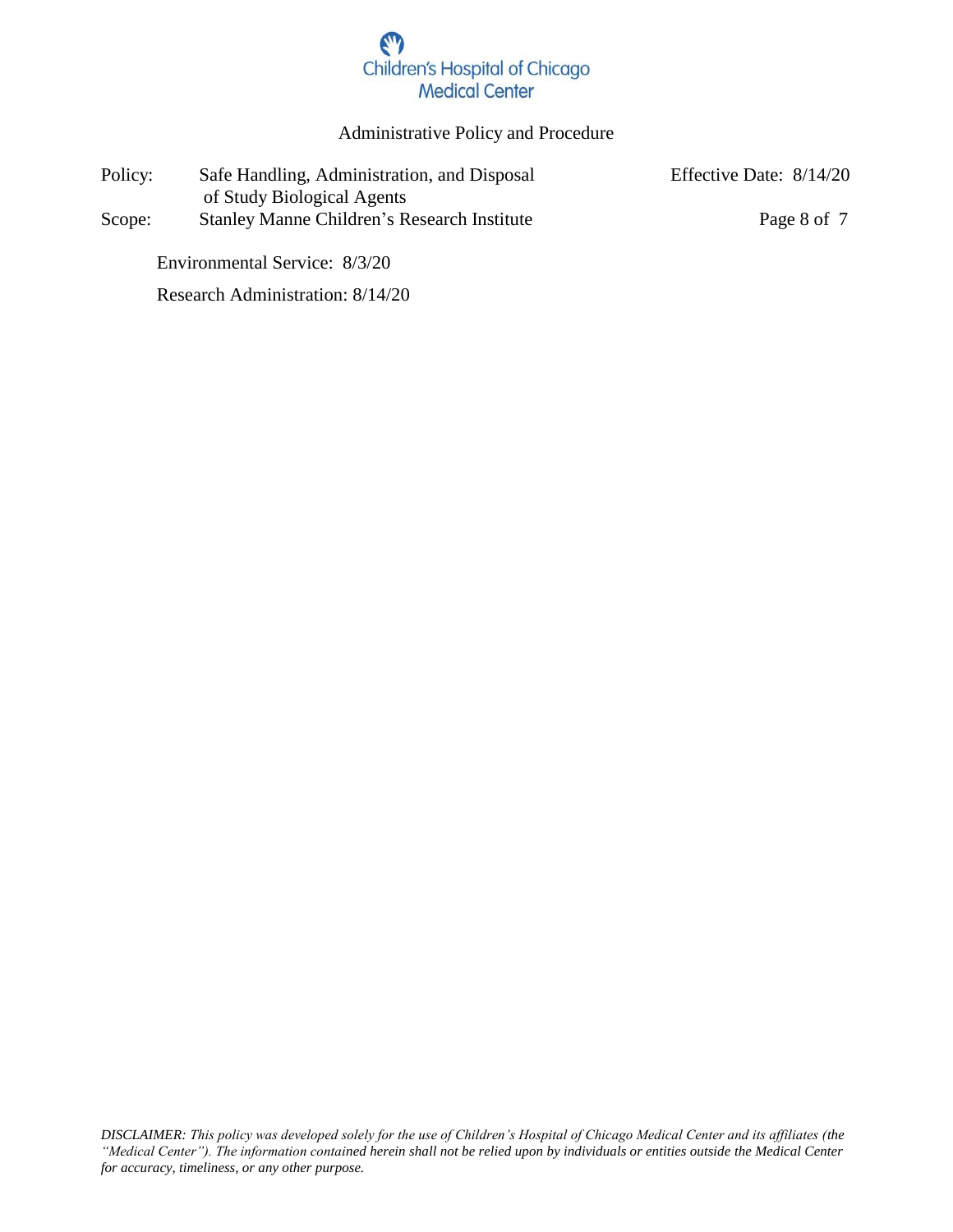Environmental Service: 8/3/20

Research Administration: 8/14/20